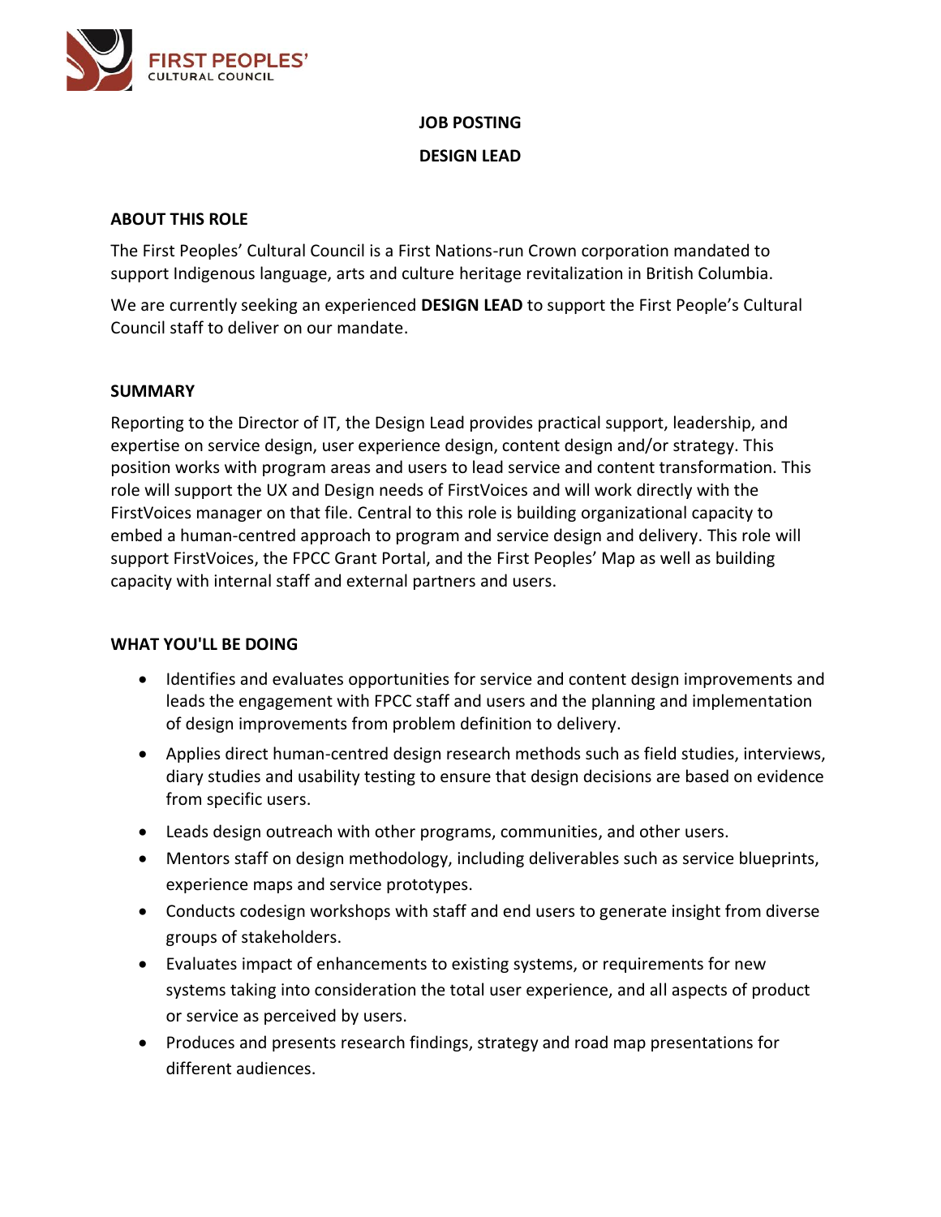FIRST PEOPLES' CULTURAL COUNCIL

# JOB POSTING

# DESIGN LEAD

## ABOUT THIS ROLE

The First Peoples' Cultural Council is a First Nations-run Crown corporation mandated to support Indigenous language, arts and culture heritage revitalization in British Columbia.

We are currently seeking an experienced **DESIGN LEAD** to support the First People's Cultural Council staff to deliver on our mandate.

## SUMMARY

Reporting to the Director of IT, the Design Lead provides practical support, leadership, and expertise on service design, user experience design, content design and/or strategy. This position works with program areas and users to lead service and content transformation. This role will support the UX and Design needs of FirstVoices and will work directly with the FirstVoices manager on that file. Central to this role is building organizational capacity to embed a human-centred approach to program and service design and delivery. This role will support FirstVoices, the FPCC Grant Portal, and the First Peoples' Map as well as building capacity with internal staff and external partners and users.

## WHAT YOU'LL BE DOING

- Identifies and evaluates opportunities for service and content design improvements and leads the engagement with FPCC staff and users and the planning and implementation of design improvements from problem definition to delivery.
- Applies direct human-centred design research methods such as field studies, interviews, diary studies and usability testing to ensure that design decisions are based on evidence from specific users.
- Leads design outreach with other programs, communities, and other users.
- Mentors staff on design methodology, including deliverables such as service blueprints, experience maps and service prototypes.
- Conducts codesign workshops with staff and end users to generate insight from diverse groups of stakeholders.
- Evaluates impact of enhancements to existing systems, or requirements for new systems taking into consideration the total user experience, and all aspects of product or service as perceived by users.
- Produces and presents research findings, strategy and road map presentations for different audiences.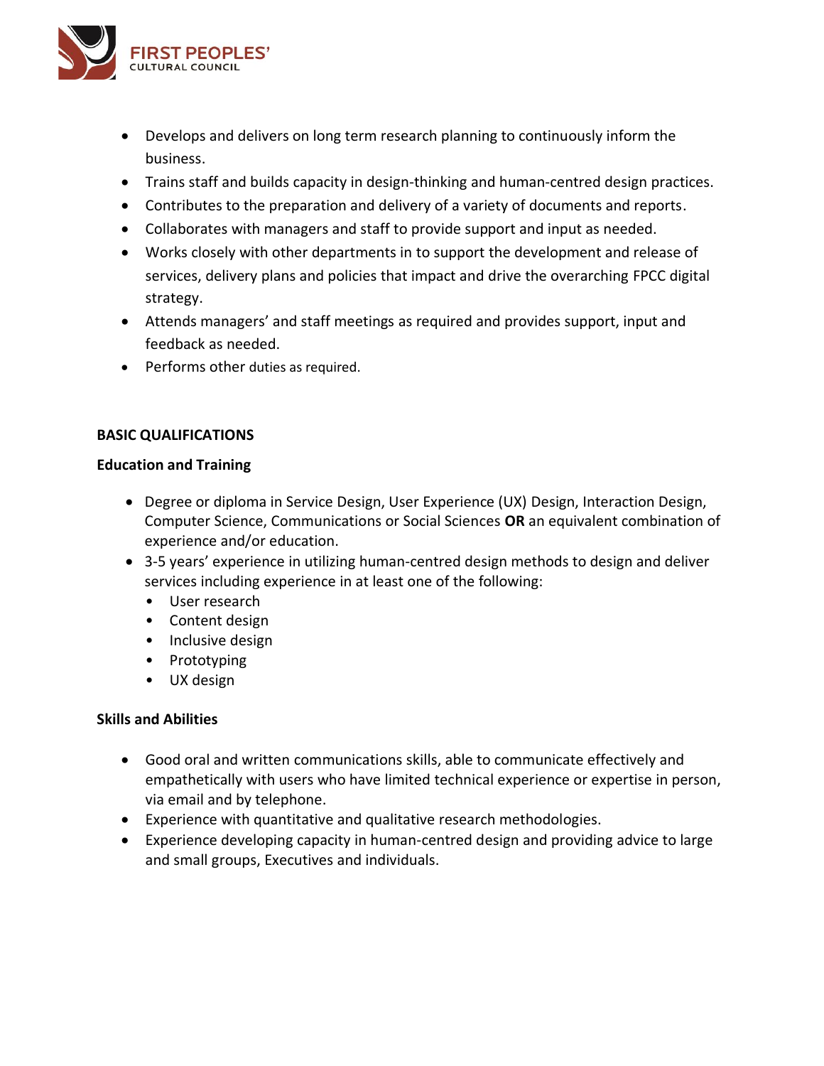- Develops and delivers on long term research planning to continuously inform the business.
- Trains staff and builds capacity in design-thinking and human-centred design practices.
- Contributes to the preparation and delivery of a variety of documents and reports.
- Collaborates with managers and staff to provide support and input as needed.
- Works closely with other departments in to support the development and release of services, delivery plans and policies that impact and drive the overarching FPCC digital strategy.
- Attends managers' and staff meetings as required and provides support, input and feedback as needed.
- Performs other duties as required.

**BASIC QUALIFICATIONS**

**Education and Training**

- Degree or diploma in Service Design, User Experience (UX) Design, Interaction Design, Computer Science, Communications or Social Sciences **OR** an equivalent combination of experience and/or education.
- 3-5 years' experience in utilizing human-centred design methods to design and deliver services including experience in at least one of the following:
  - User research
  - Content design
  - Inclusive design
  - Prototyping
  - UX design

**Skills and Abilities**

- Good oral and written communications skills, able to communicate effectively and empathetically with users who have limited technical experience or expertise in person, via email and by telephone.
- Experience with quantitative and qualitative research methodologies.
- Experience developing capacity in human-centred design and providing advice to large and small groups, Executives and individuals.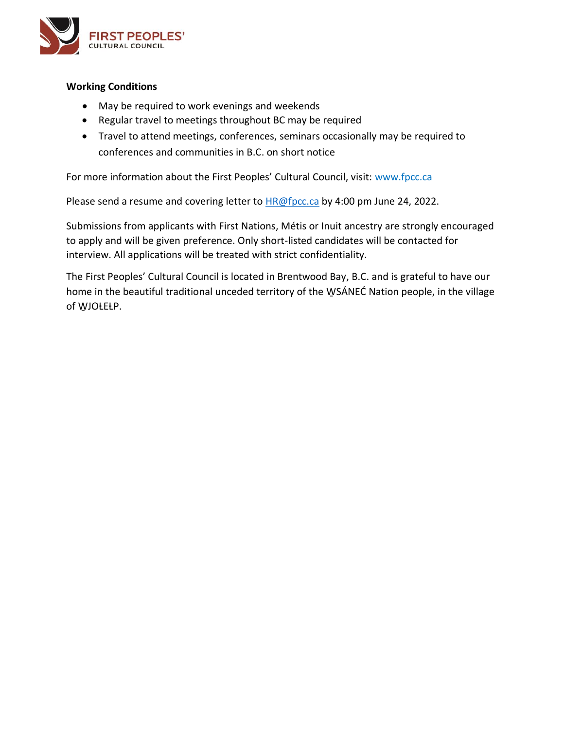**Working Conditions**

- May be required to work evenings and weekends
- Regular travel to meetings throughout BC may be required
- Travel to attend meetings, conferences, seminars occasionally may be required to conferences and communities in B.C. on short notice

For more information about the First Peoples' Cultural Council, visit: www.fpcc.ca

Please send a resume and covering letter to HR@fpcc.ca by 4:00 pm June 24, 2022.

Submissions from applicants with First Nations, Métis or Inuit ancestry are strongly encouraged to apply and will be given preference. Only short-listed candidates will be contacted for interview. All applications will be treated with strict confidentiality.

The First Peoples' Cultural Council is located in Brentwood Bay, B.C. and is grateful to have our home in the beautiful traditional unceded territory of the W̱SÁNEĆ Nation people, in the village of W̱JOȽEȽP.